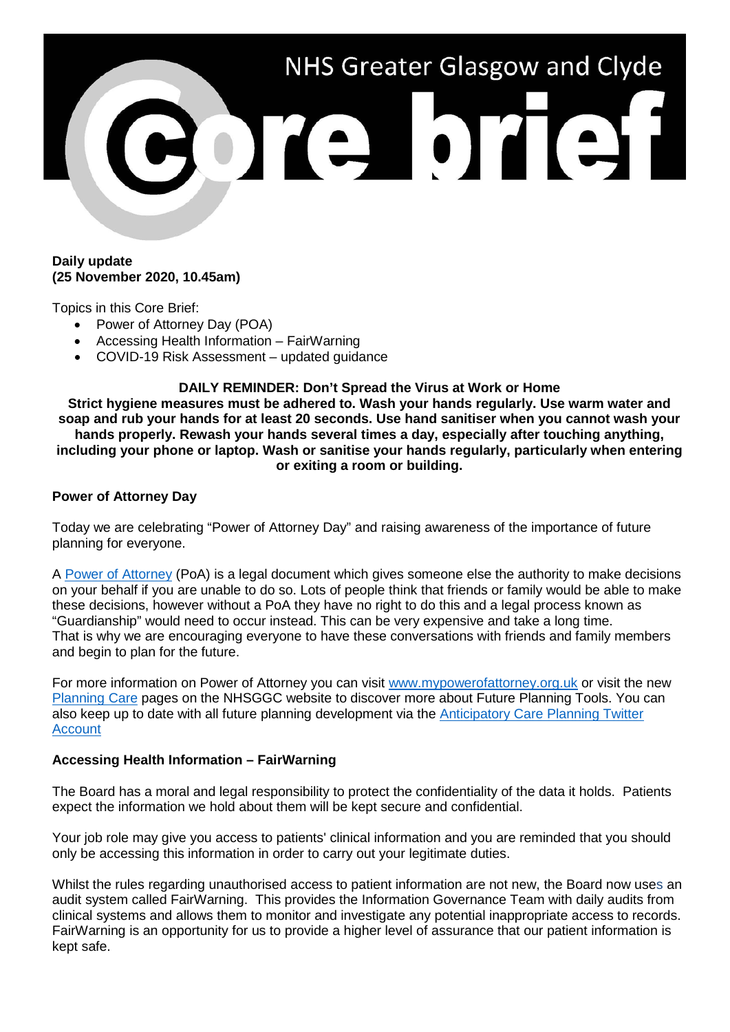# NHS Greater Glasgow and Clyde Core brief

**Daily update**
**(25 November 2020, 10.45am)**

Topics in this Core Brief:

- Power of Attorney Day (POA)
- Accessing Health Information – FairWarning
- COVID-19 Risk Assessment – updated guidance

**DAILY REMINDER: Don't Spread the Virus at Work or Home**
**Strict hygiene measures must be adhered to. Wash your hands regularly. Use warm water and soap and rub your hands for at least 20 seconds. Use hand sanitiser when you cannot wash your hands properly. Rewash your hands several times a day, especially after touching anything, including your phone or laptop. Wash or sanitise your hands regularly, particularly when entering or exiting a room or building.**

**Power of Attorney Day**

Today we are celebrating "Power of Attorney Day" and raising awareness of the importance of future planning for everyone.

A Power of Attorney (PoA) is a legal document which gives someone else the authority to make decisions on your behalf if you are unable to do so. Lots of people think that friends or family would be able to make these decisions, however without a PoA they have no right to do this and a legal process known as "Guardianship" would need to occur instead. This can be very expensive and take a long time. That is why we are encouraging everyone to have these conversations with friends and family members and begin to plan for the future.

For more information on Power of Attorney you can visit www.mypowerofattorney.org.uk or visit the new Planning Care pages on the NHSGGC website to discover more about Future Planning Tools. You can also keep up to date with all future planning development via the Anticipatory Care Planning Twitter Account

**Accessing Health Information – FairWarning**

The Board has a moral and legal responsibility to protect the confidentiality of the data it holds. Patients expect the information we hold about them will be kept secure and confidential.

Your job role may give you access to patients' clinical information and you are reminded that you should only be accessing this information in order to carry out your legitimate duties.

Whilst the rules regarding unauthorised access to patient information are not new, the Board now uses an audit system called FairWarning. This provides the Information Governance Team with daily audits from clinical systems and allows them to monitor and investigate any potential inappropriate access to records. FairWarning is an opportunity for us to provide a higher level of assurance that our patient information is kept safe.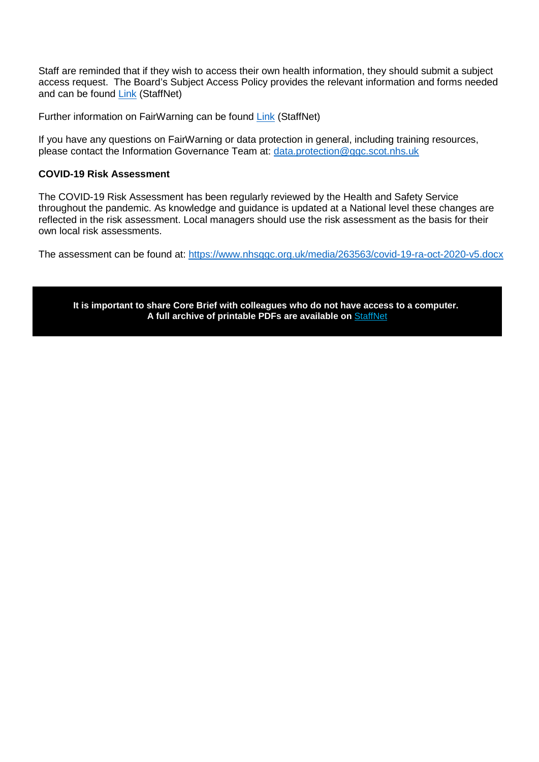Staff are reminded that if they wish to access their own health information, they should submit a subject access request. The Board's Subject Access Policy provides the relevant information and forms needed and can be found [Link](#) (StaffNet)

Further information on FairWarning can be found [Link](#) (StaffNet)

If you have any questions on FairWarning or data protection in general, including training resources, please contact the Information Governance Team at: data.protection@ggc.scot.nhs.uk

**COVID-19 Risk Assessment**

The COVID-19 Risk Assessment has been regularly reviewed by the Health and Safety Service throughout the pandemic. As knowledge and guidance is updated at a National level these changes are reflected in the risk assessment. Local managers should use the risk assessment as the basis for their own local risk assessments.

The assessment can be found at: https://www.nhsggc.org.uk/media/263563/covid-19-ra-oct-2020-v5.docx

**It is important to share Core Brief with colleagues who do not have access to a computer.**
**A full archive of printable PDFs are available on [StaffNet](#)**